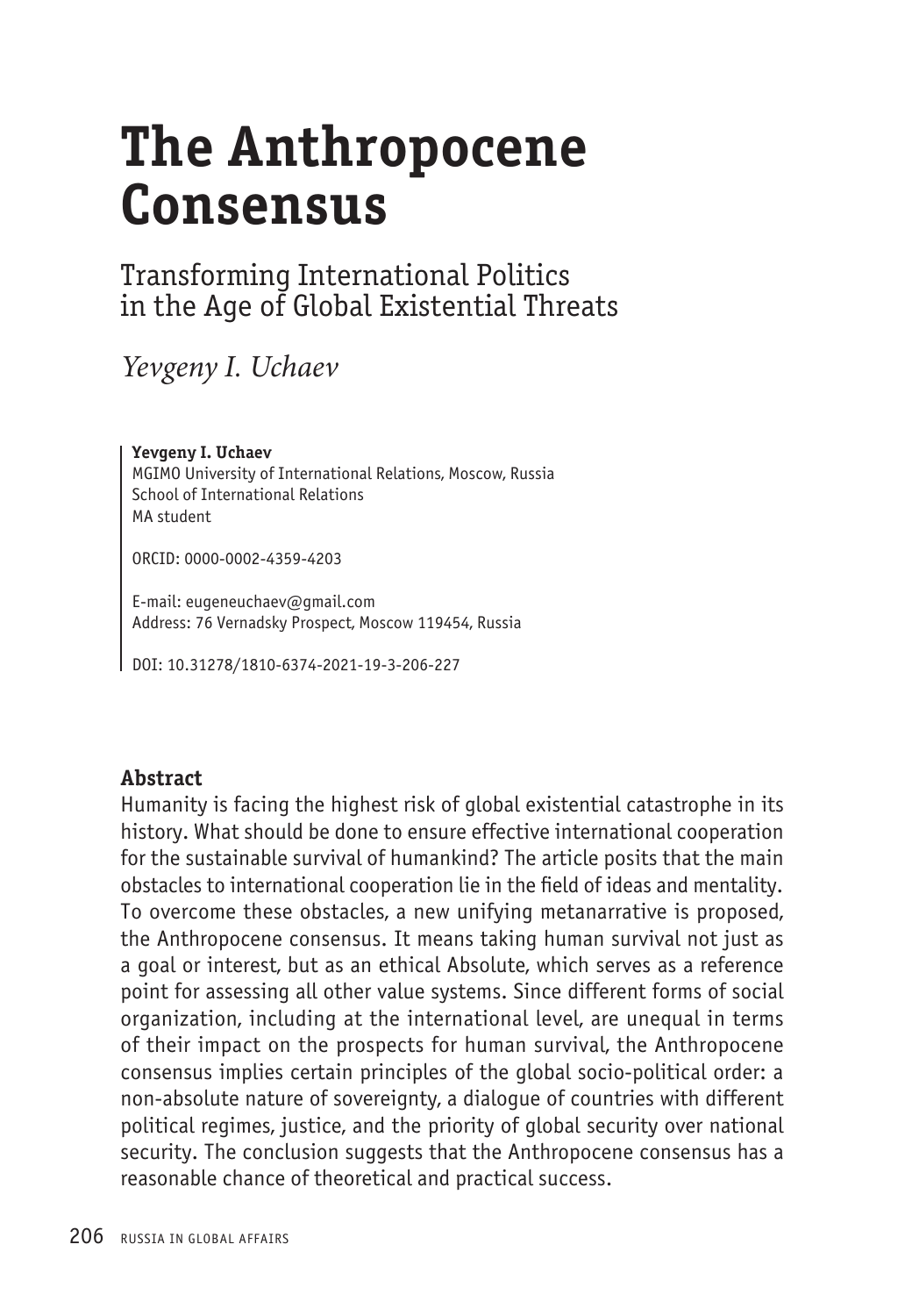# The Anthropocene Consensus

## Transforming International Politics in the Age of Global Existential Threats

*Yevgeny I. Uchaev*

**Yevgeny I. Uchaev**
MGIMO University of International Relations, Moscow, Russia
School of International Relations
MA student

ORCID: 0000-0002-4359-4203

E-mail: eugeneuchaev@gmail.com
Address: 76 Vernadsky Prospect, Moscow 119454, Russia

DOI: 10.31278/1810-6374-2021-19-3-206-227

**Abstract**

Humanity is facing the highest risk of global existential catastrophe in its history. What should be done to ensure effective international cooperation for the sustainable survival of humankind? The article posits that the main obstacles to international cooperation lie in the field of ideas and mentality. To overcome these obstacles, a new unifying metanarrative is proposed, the Anthropocene consensus. It means taking human survival not just as a goal or interest, but as an ethical Absolute, which serves as a reference point for assessing all other value systems. Since different forms of social organization, including at the international level, are unequal in terms of their impact on the prospects for human survival, the Anthropocene consensus implies certain principles of the global socio-political order: a non-absolute nature of sovereignty, a dialogue of countries with different political regimes, justice, and the priority of global security over national security. The conclusion suggests that the Anthropocene consensus has a reasonable chance of theoretical and practical success.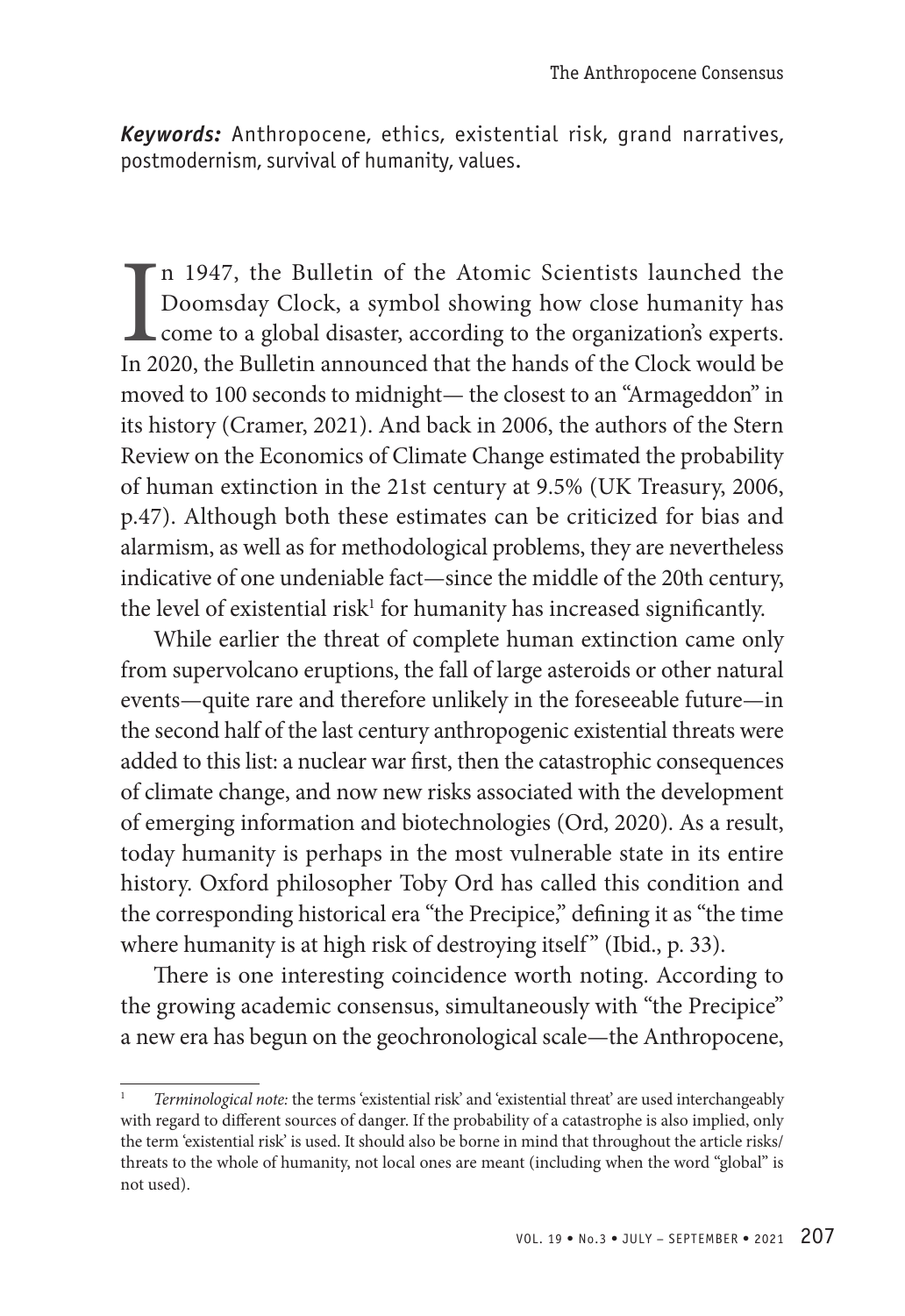***Keywords:*** Anthropocene, ethics, existential risk, grand narratives, postmodernism, survival of humanity, values.

In 1947, the Bulletin of the Atomic Scientists launched the Doomsday Clock, a symbol showing how close humanity has come to a global disaster, according to the organization's experts. In 2020, the Bulletin announced that the hands of the Clock would be moved to 100 seconds to midnight— the closest to an "Armageddon" in its history (Cramer, 2021). And back in 2006, the authors of the Stern Review on the Economics of Climate Change estimated the probability of human extinction in the 21st century at 9.5% (UK Treasury, 2006, p.47). Although both these estimates can be criticized for bias and alarmism, as well as for methodological problems, they are nevertheless indicative of one undeniable fact—since the middle of the 20th century, the level of existential risk[1] for humanity has increased significantly.

While earlier the threat of complete human extinction came only from supervolcano eruptions, the fall of large asteroids or other natural events—quite rare and therefore unlikely in the foreseeable future—in the second half of the last century anthropogenic existential threats were added to this list: a nuclear war first, then the catastrophic consequences of climate change, and now new risks associated with the development of emerging information and biotechnologies (Ord, 2020). As a result, today humanity is perhaps in the most vulnerable state in its entire history. Oxford philosopher Toby Ord has called this condition and the corresponding historical era "the Precipice," defining it as "the time where humanity is at high risk of destroying itself" (Ibid., p. 33).

There is one interesting coincidence worth noting. According to the growing academic consensus, simultaneously with "the Precipice" a new era has begun on the geochronological scale—the Anthropocene,

---

[1] *Terminological note:* the terms 'existential risk' and 'existential threat' are used interchangeably with regard to different sources of danger. If the probability of a catastrophe is also implied, only the term 'existential risk' is used. It should also be borne in mind that throughout the article risks/threats to the whole of humanity, not local ones are meant (including when the word "global" is not used).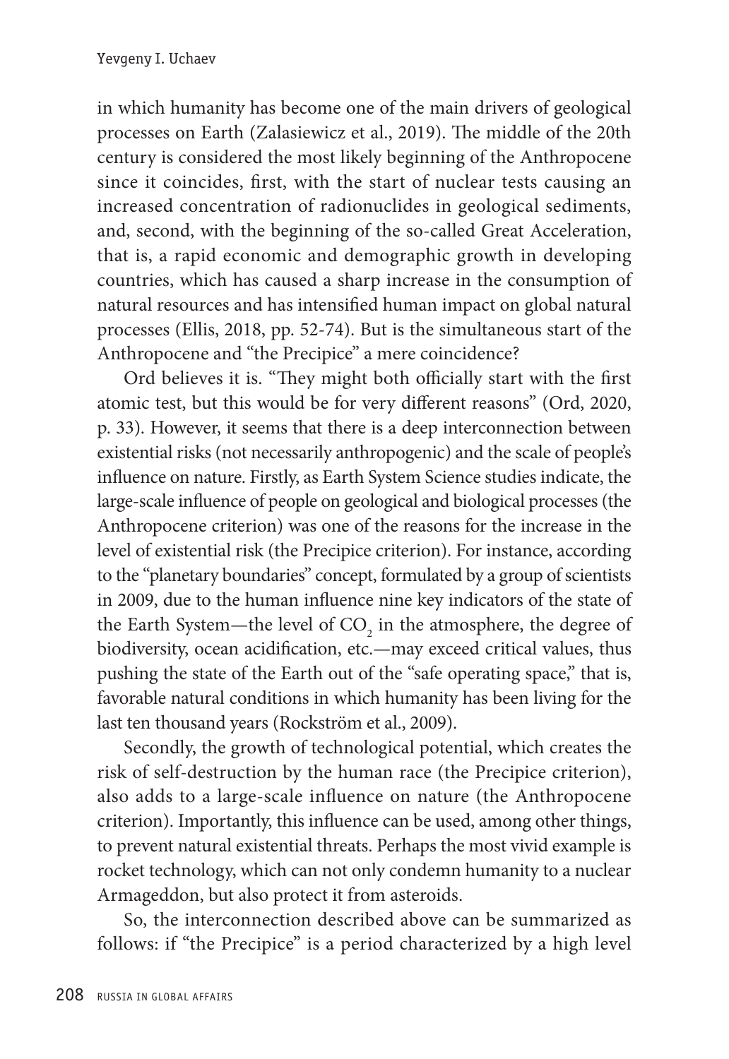in which humanity has become one of the main drivers of geological processes on Earth (Zalasiewicz et al., 2019). The middle of the 20th century is considered the most likely beginning of the Anthropocene since it coincides, first, with the start of nuclear tests causing an increased concentration of radionuclides in geological sediments, and, second, with the beginning of the so-called Great Acceleration, that is, a rapid economic and demographic growth in developing countries, which has caused a sharp increase in the consumption of natural resources and has intensified human impact on global natural processes (Ellis, 2018, pp. 52-74). But is the simultaneous start of the Anthropocene and "the Precipice" a mere coincidence?

Ord believes it is. "They might both officially start with the first atomic test, but this would be for very different reasons" (Ord, 2020, p. 33). However, it seems that there is a deep interconnection between existential risks (not necessarily anthropogenic) and the scale of people's influence on nature. Firstly, as Earth System Science studies indicate, the large-scale influence of people on geological and biological processes (the Anthropocene criterion) was one of the reasons for the increase in the level of existential risk (the Precipice criterion). For instance, according to the "planetary boundaries" concept, formulated by a group of scientists in 2009, due to the human influence nine key indicators of the state of the Earth System—the level of $CO_2$ in the atmosphere, the degree of biodiversity, ocean acidification, etc.—may exceed critical values, thus pushing the state of the Earth out of the "safe operating space," that is, favorable natural conditions in which humanity has been living for the last ten thousand years (Rockström et al., 2009).

Secondly, the growth of technological potential, which creates the risk of self-destruction by the human race (the Precipice criterion), also adds to a large-scale influence on nature (the Anthropocene criterion). Importantly, this influence can be used, among other things, to prevent natural existential threats. Perhaps the most vivid example is rocket technology, which can not only condemn humanity to a nuclear Armageddon, but also protect it from asteroids.

So, the interconnection described above can be summarized as follows: if "the Precipice" is a period characterized by a high level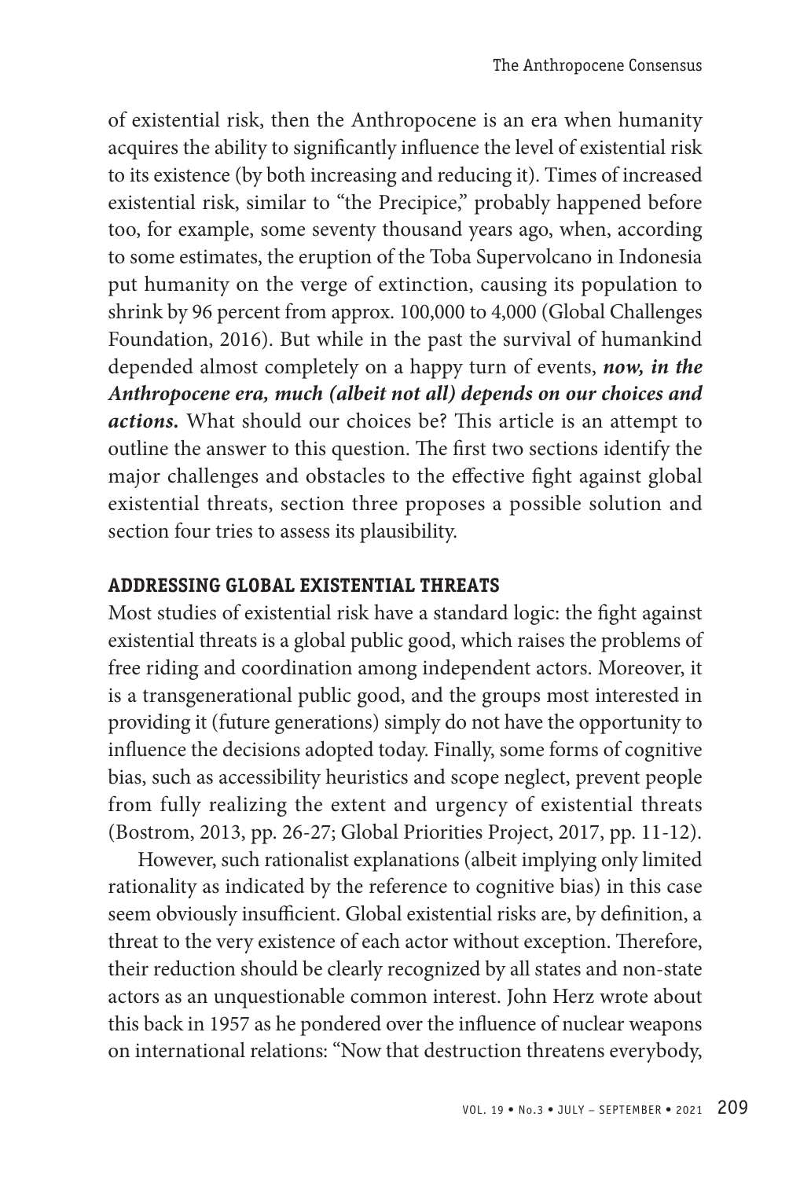of existential risk, then the Anthropocene is an era when humanity acquires the ability to significantly influence the level of existential risk to its existence (by both increasing and reducing it). Times of increased existential risk, similar to "the Precipice," probably happened before too, for example, some seventy thousand years ago, when, according to some estimates, the eruption of the Toba Supervolcano in Indonesia put humanity on the verge of extinction, causing its population to shrink by 96 percent from approx. 100,000 to 4,000 (Global Challenges Foundation, 2016). But while in the past the survival of humankind depended almost completely on a happy turn of events, ***now, in the Anthropocene era, much (albeit not all) depends on our choices and actions.*** What should our choices be? This article is an attempt to outline the answer to this question. The first two sections identify the major challenges and obstacles to the effective fight against global existential threats, section three proposes a possible solution and section four tries to assess its plausibility.

## ADDRESSING GLOBAL EXISTENTIAL THREATS

Most studies of existential risk have a standard logic: the fight against existential threats is a global public good, which raises the problems of free riding and coordination among independent actors. Moreover, it is a transgenerational public good, and the groups most interested in providing it (future generations) simply do not have the opportunity to influence the decisions adopted today. Finally, some forms of cognitive bias, such as accessibility heuristics and scope neglect, prevent people from fully realizing the extent and urgency of existential threats (Bostrom, 2013, pp. 26-27; Global Priorities Project, 2017, pp. 11-12).

However, such rationalist explanations (albeit implying only limited rationality as indicated by the reference to cognitive bias) in this case seem obviously insufficient. Global existential risks are, by definition, a threat to the very existence of each actor without exception. Therefore, their reduction should be clearly recognized by all states and non-state actors as an unquestionable common interest. John Herz wrote about this back in 1957 as he pondered over the influence of nuclear weapons on international relations: "Now that destruction threatens everybody,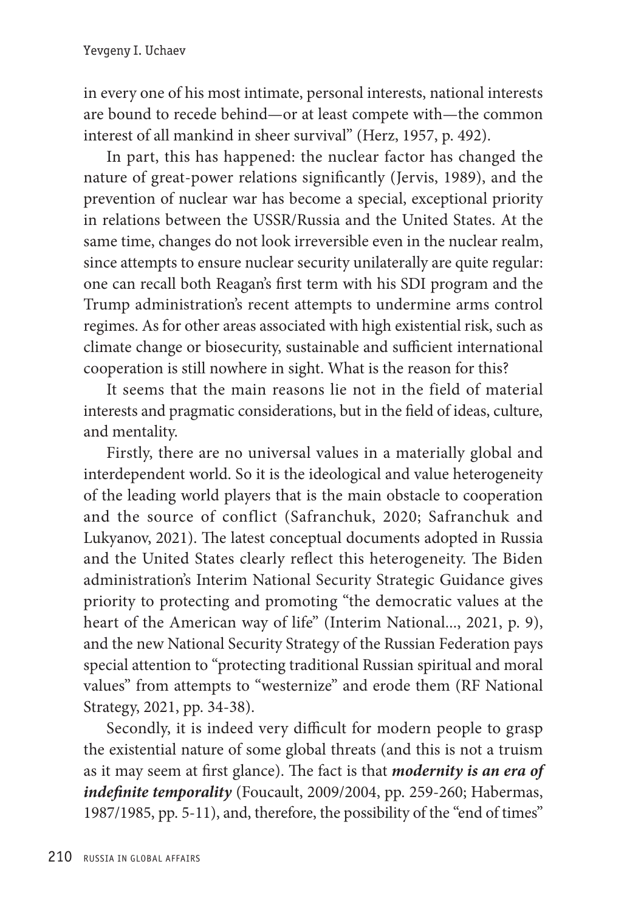in every one of his most intimate, personal interests, national interests are bound to recede behind—or at least compete with—the common interest of all mankind in sheer survival" (Herz, 1957, p. 492).

In part, this has happened: the nuclear factor has changed the nature of great-power relations significantly (Jervis, 1989), and the prevention of nuclear war has become a special, exceptional priority in relations between the USSR/Russia and the United States. At the same time, changes do not look irreversible even in the nuclear realm, since attempts to ensure nuclear security unilaterally are quite regular: one can recall both Reagan's first term with his SDI program and the Trump administration's recent attempts to undermine arms control regimes. As for other areas associated with high existential risk, such as climate change or biosecurity, sustainable and sufficient international cooperation is still nowhere in sight. What is the reason for this?

It seems that the main reasons lie not in the field of material interests and pragmatic considerations, but in the field of ideas, culture, and mentality.

Firstly, there are no universal values in a materially global and interdependent world. So it is the ideological and value heterogeneity of the leading world players that is the main obstacle to cooperation and the source of conflict (Safranchuk, 2020; Safranchuk and Lukyanov, 2021). The latest conceptual documents adopted in Russia and the United States clearly reflect this heterogeneity. The Biden administration's Interim National Security Strategic Guidance gives priority to protecting and promoting "the democratic values at the heart of the American way of life" (Interim National..., 2021, p. 9), and the new National Security Strategy of the Russian Federation pays special attention to "protecting traditional Russian spiritual and moral values" from attempts to "westernize" and erode them (RF National Strategy, 2021, pp. 34-38).

Secondly, it is indeed very difficult for modern people to grasp the existential nature of some global threats (and this is not a truism as it may seem at first glance). The fact is that ***modernity is an era of indefinite temporality*** (Foucault, 2009/2004, pp. 259-260; Habermas, 1987/1985, pp. 5-11), and, therefore, the possibility of the "end of times"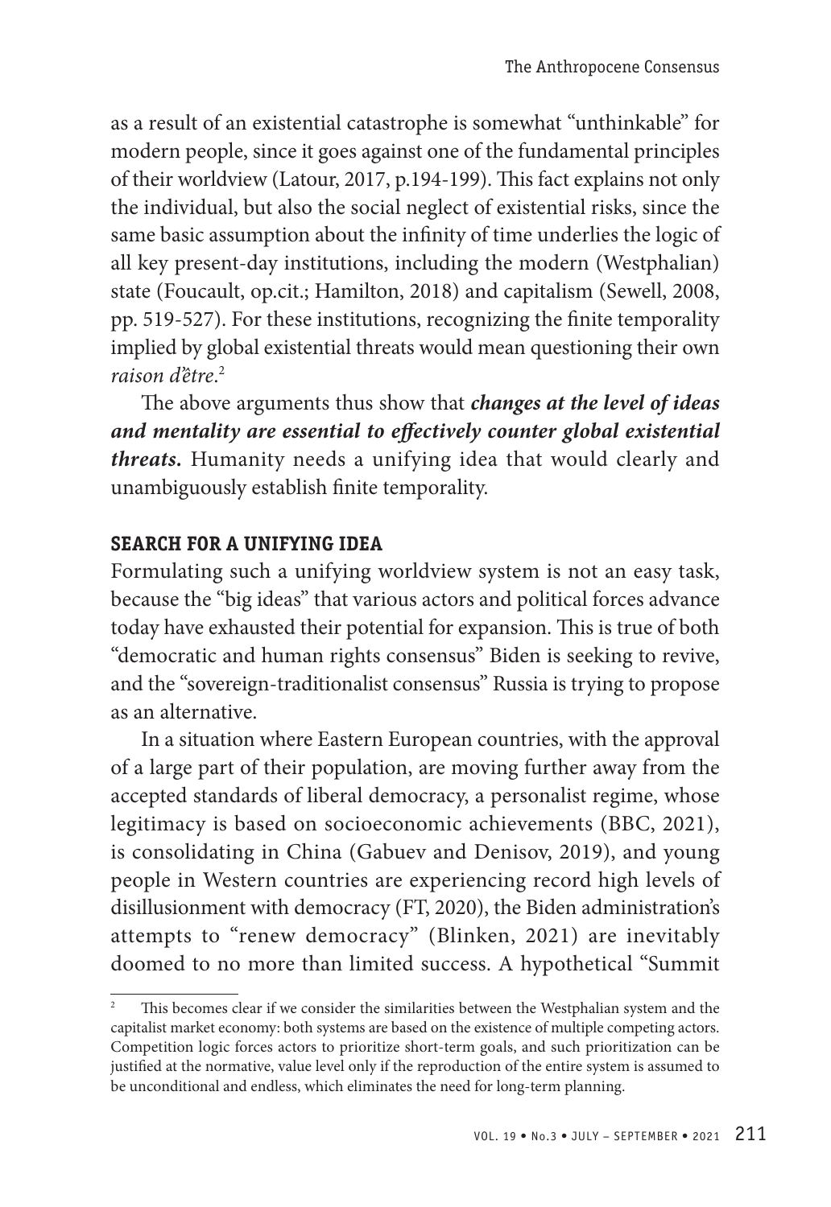as a result of an existential catastrophe is somewhat "unthinkable" for modern people, since it goes against one of the fundamental principles of their worldview (Latour, 2017, p.194-199). This fact explains not only the individual, but also the social neglect of existential risks, since the same basic assumption about the infinity of time underlies the logic of all key present-day institutions, including the modern (Westphalian) state (Foucault, op.cit.; Hamilton, 2018) and capitalism (Sewell, 2008, pp. 519-527). For these institutions, recognizing the finite temporality implied by global existential threats would mean questioning their own *raison d'être*.[2]

The above arguments thus show that ***changes at the level of ideas and mentality are essential to effectively counter global existential threats.*** Humanity needs a unifying idea that would clearly and unambiguously establish finite temporality.

## SEARCH FOR A UNIFYING IDEA

Formulating such a unifying worldview system is not an easy task, because the "big ideas" that various actors and political forces advance today have exhausted their potential for expansion. This is true of both "democratic and human rights consensus" Biden is seeking to revive, and the "sovereign-traditionalist consensus" Russia is trying to propose as an alternative.

In a situation where Eastern European countries, with the approval of a large part of their population, are moving further away from the accepted standards of liberal democracy, a personalist regime, whose legitimacy is based on socioeconomic achievements (BBC, 2021), is consolidating in China (Gabuev and Denisov, 2019), and young people in Western countries are experiencing record high levels of disillusionment with democracy (FT, 2020), the Biden administration's attempts to "renew democracy" (Blinken, 2021) are inevitably doomed to no more than limited success. A hypothetical "Summit

[2] This becomes clear if we consider the similarities between the Westphalian system and the capitalist market economy: both systems are based on the existence of multiple competing actors. Competition logic forces actors to prioritize short-term goals, and such prioritization can be justified at the normative, value level only if the reproduction of the entire system is assumed to be unconditional and endless, which eliminates the need for long-term planning.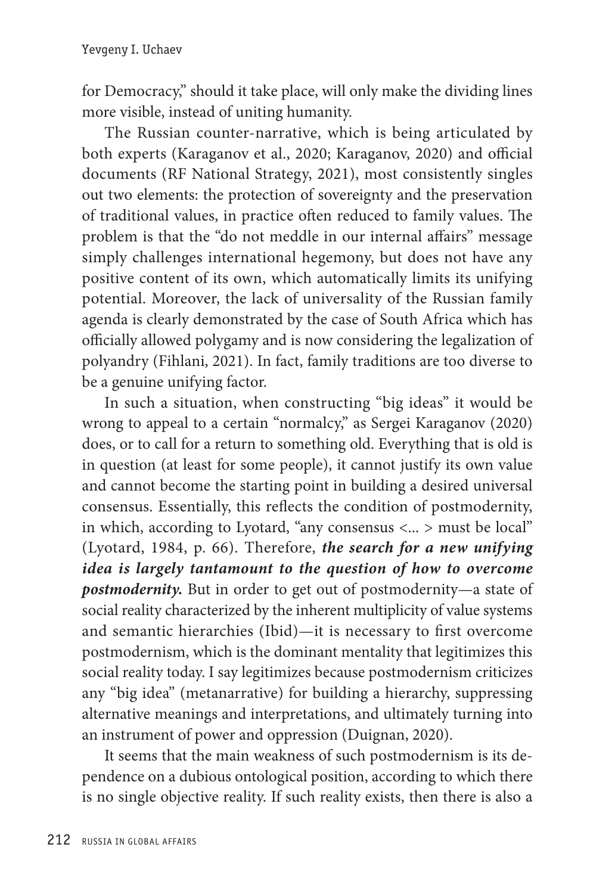for Democracy," should it take place, will only make the dividing lines more visible, instead of uniting humanity.

The Russian counter-narrative, which is being articulated by both experts (Karaganov et al., 2020; Karaganov, 2020) and official documents (RF National Strategy, 2021), most consistently singles out two elements: the protection of sovereignty and the preservation of traditional values, in practice often reduced to family values. The problem is that the "do not meddle in our internal affairs" message simply challenges international hegemony, but does not have any positive content of its own, which automatically limits its unifying potential. Moreover, the lack of universality of the Russian family agenda is clearly demonstrated by the case of South Africa which has officially allowed polygamy and is now considering the legalization of polyandry (Fihlani, 2021). In fact, family traditions are too diverse to be a genuine unifying factor.

In such a situation, when constructing "big ideas" it would be wrong to appeal to a certain "normalcy," as Sergei Karaganov (2020) does, or to call for a return to something old. Everything that is old is in question (at least for some people), it cannot justify its own value and cannot become the starting point in building a desired universal consensus. Essentially, this reflects the condition of postmodernity, in which, according to Lyotard, "any consensus <... > must be local" (Lyotard, 1984, p. 66). Therefore, ***the search for a new unifying idea is largely tantamount to the question of how to overcome postmodernity.*** But in order to get out of postmodernity—a state of social reality characterized by the inherent multiplicity of value systems and semantic hierarchies (Ibid)—it is necessary to first overcome postmodernism, which is the dominant mentality that legitimizes this social reality today. I say legitimizes because postmodernism criticizes any "big idea" (metanarrative) for building a hierarchy, suppressing alternative meanings and interpretations, and ultimately turning into an instrument of power and oppression (Duignan, 2020).

It seems that the main weakness of such postmodernism is its dependence on a dubious ontological position, according to which there is no single objective reality. If such reality exists, then there is also a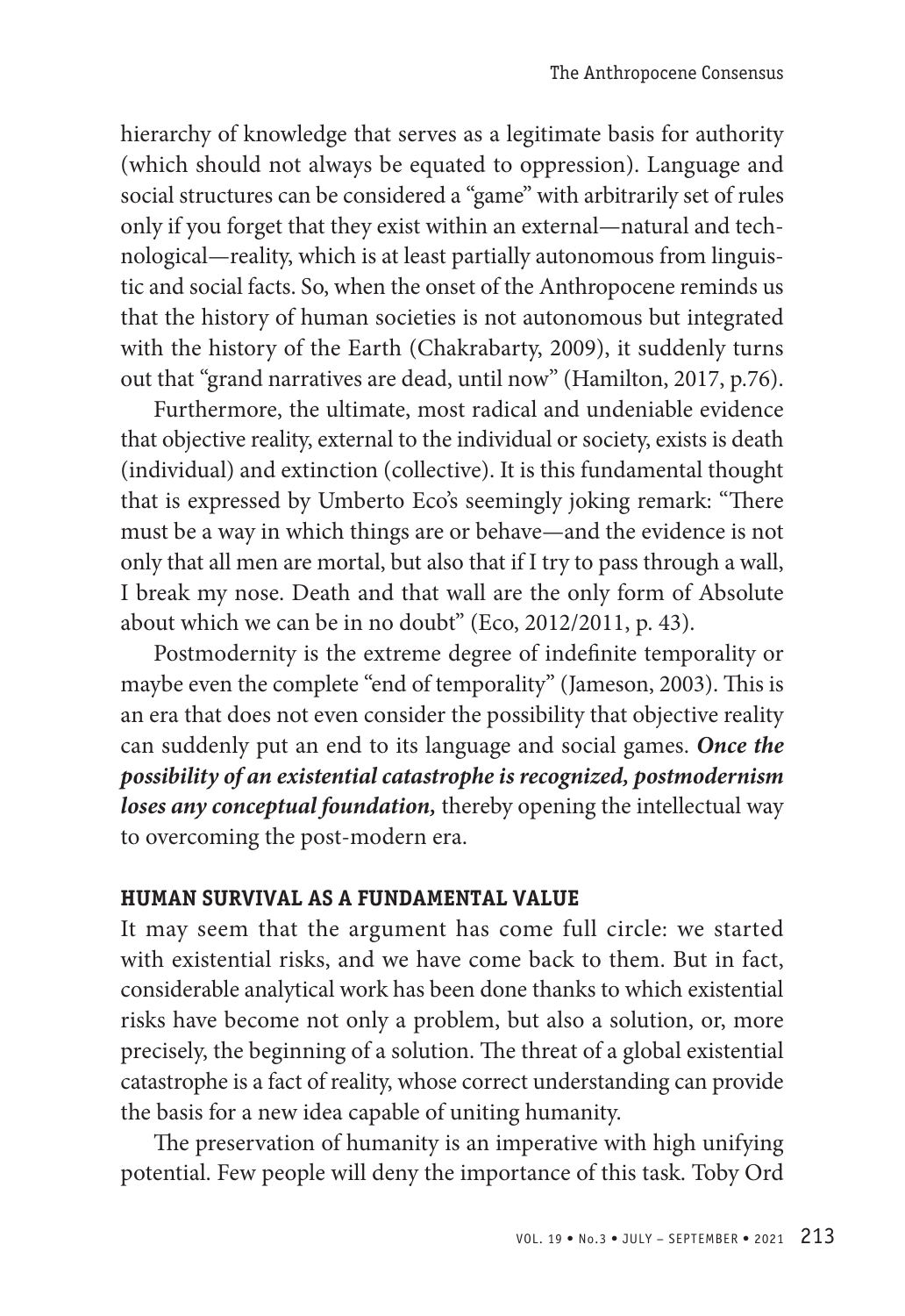hierarchy of knowledge that serves as a legitimate basis for authority (which should not always be equated to oppression). Language and social structures can be considered a "game" with arbitrarily set of rules only if you forget that they exist within an external—natural and technological—reality, which is at least partially autonomous from linguistic and social facts. So, when the onset of the Anthropocene reminds us that the history of human societies is not autonomous but integrated with the history of the Earth (Chakrabarty, 2009), it suddenly turns out that "grand narratives are dead, until now" (Hamilton, 2017, p.76).

Furthermore, the ultimate, most radical and undeniable evidence that objective reality, external to the individual or society, exists is death (individual) and extinction (collective). It is this fundamental thought that is expressed by Umberto Eco's seemingly joking remark: "There must be a way in which things are or behave—and the evidence is not only that all men are mortal, but also that if I try to pass through a wall, I break my nose. Death and that wall are the only form of Absolute about which we can be in no doubt" (Eco, 2012/2011, p. 43).

Postmodernity is the extreme degree of indefinite temporality or maybe even the complete "end of temporality" (Jameson, 2003). This is an era that does not even consider the possibility that objective reality can suddenly put an end to its language and social games. ***Once the possibility of an existential catastrophe is recognized, postmodernism loses any conceptual foundation,*** thereby opening the intellectual way to overcoming the post-modern era.

## HUMAN SURVIVAL AS A FUNDAMENTAL VALUE

It may seem that the argument has come full circle: we started with existential risks, and we have come back to them. But in fact, considerable analytical work has been done thanks to which existential risks have become not only a problem, but also a solution, or, more precisely, the beginning of a solution. The threat of a global existential catastrophe is a fact of reality, whose correct understanding can provide the basis for a new idea capable of uniting humanity.

The preservation of humanity is an imperative with high unifying potential. Few people will deny the importance of this task. Toby Ord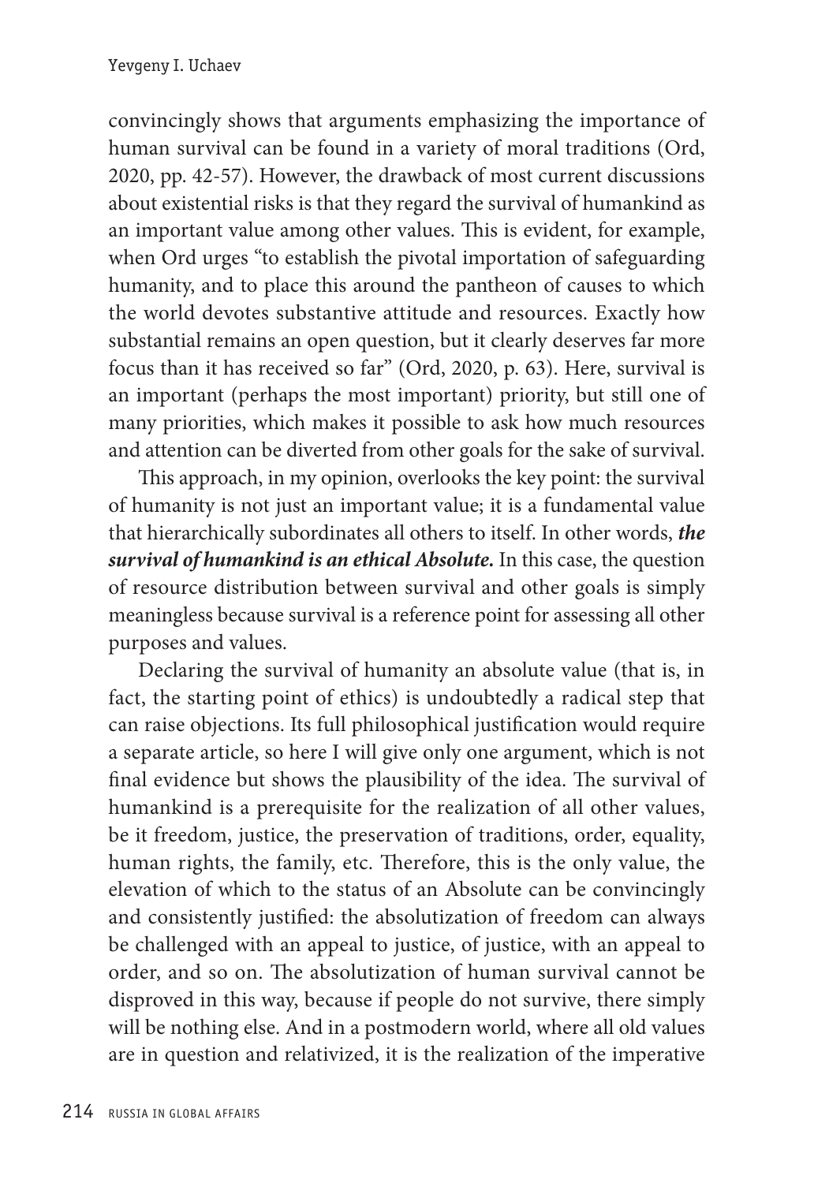convincingly shows that arguments emphasizing the importance of human survival can be found in a variety of moral traditions (Ord, 2020, pp. 42-57). However, the drawback of most current discussions about existential risks is that they regard the survival of humankind as an important value among other values. This is evident, for example, when Ord urges "to establish the pivotal importation of safeguarding humanity, and to place this around the pantheon of causes to which the world devotes substantive attitude and resources. Exactly how substantial remains an open question, but it clearly deserves far more focus than it has received so far" (Ord, 2020, p. 63). Here, survival is an important (perhaps the most important) priority, but still one of many priorities, which makes it possible to ask how much resources and attention can be diverted from other goals for the sake of survival.

This approach, in my opinion, overlooks the key point: the survival of humanity is not just an important value; it is a fundamental value that hierarchically subordinates all others to itself. In other words, ***the survival of humankind is an ethical Absolute.*** In this case, the question of resource distribution between survival and other goals is simply meaningless because survival is a reference point for assessing all other purposes and values.

Declaring the survival of humanity an absolute value (that is, in fact, the starting point of ethics) is undoubtedly a radical step that can raise objections. Its full philosophical justification would require a separate article, so here I will give only one argument, which is not final evidence but shows the plausibility of the idea. The survival of humankind is a prerequisite for the realization of all other values, be it freedom, justice, the preservation of traditions, order, equality, human rights, the family, etc. Therefore, this is the only value, the elevation of which to the status of an Absolute can be convincingly and consistently justified: the absolutization of freedom can always be challenged with an appeal to justice, of justice, with an appeal to order, and so on. The absolutization of human survival cannot be disproved in this way, because if people do not survive, there simply will be nothing else. And in a postmodern world, where all old values are in question and relativized, it is the realization of the imperative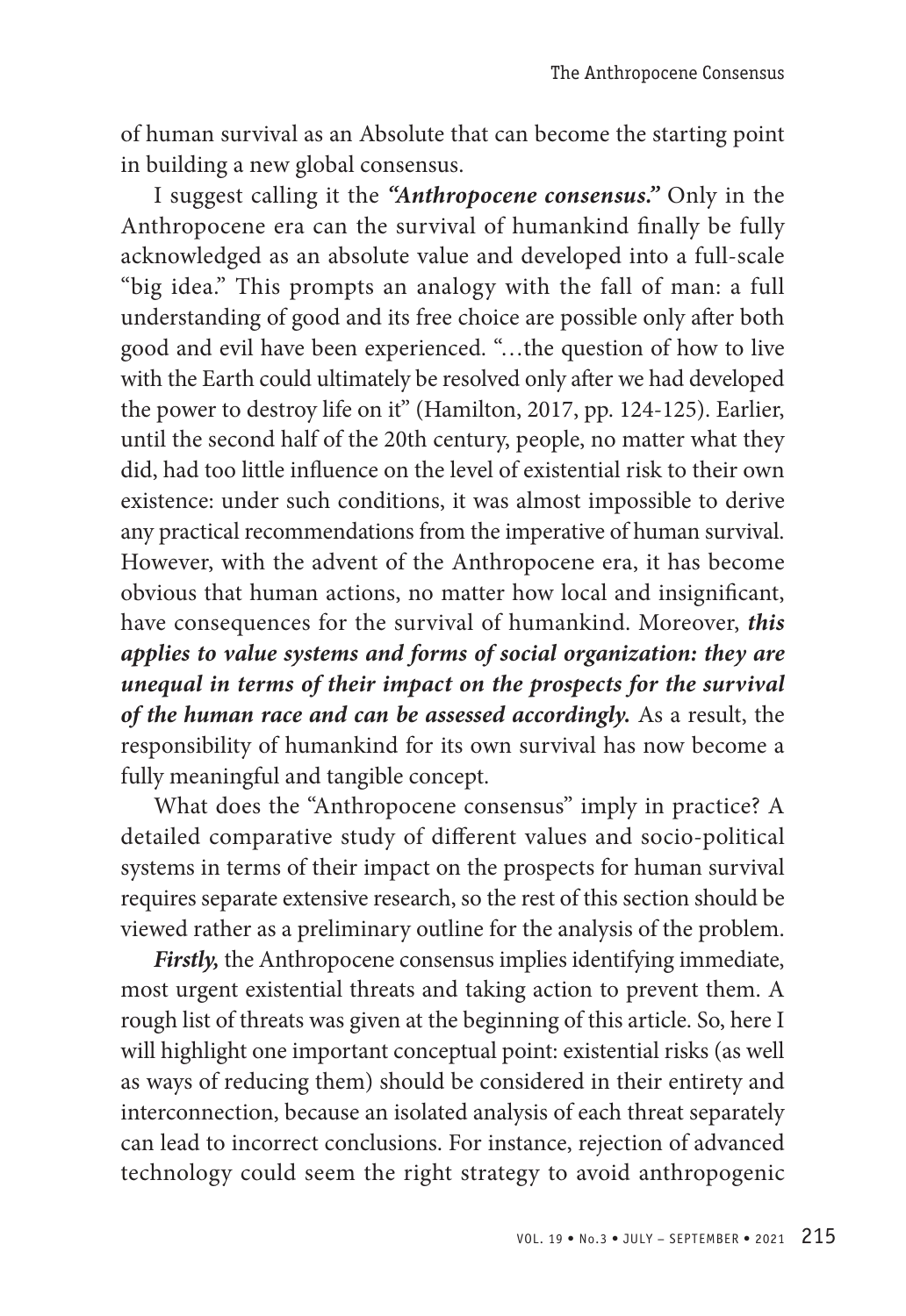of human survival as an Absolute that can become the starting point in building a new global consensus.

I suggest calling it the ***"Anthropocene consensus."*** Only in the Anthropocene era can the survival of humankind finally be fully acknowledged as an absolute value and developed into a full-scale "big idea." This prompts an analogy with the fall of man: a full understanding of good and its free choice are possible only after both good and evil have been experienced. "…the question of how to live with the Earth could ultimately be resolved only after we had developed the power to destroy life on it" (Hamilton, 2017, pp. 124-125). Earlier, until the second half of the 20th century, people, no matter what they did, had too little influence on the level of existential risk to their own existence: under such conditions, it was almost impossible to derive any practical recommendations from the imperative of human survival. However, with the advent of the Anthropocene era, it has become obvious that human actions, no matter how local and insignificant, have consequences for the survival of humankind. Moreover, ***this applies to value systems and forms of social organization: they are unequal in terms of their impact on the prospects for the survival of the human race and can be assessed accordingly.*** As a result, the responsibility of humankind for its own survival has now become a fully meaningful and tangible concept.

What does the "Anthropocene consensus" imply in practice? A detailed comparative study of different values and socio-political systems in terms of their impact on the prospects for human survival requires separate extensive research, so the rest of this section should be viewed rather as a preliminary outline for the analysis of the problem.

***Firstly,*** the Anthropocene consensus implies identifying immediate, most urgent existential threats and taking action to prevent them. A rough list of threats was given at the beginning of this article. So, here I will highlight one important conceptual point: existential risks (as well as ways of reducing them) should be considered in their entirety and interconnection, because an isolated analysis of each threat separately can lead to incorrect conclusions. For instance, rejection of advanced technology could seem the right strategy to avoid anthropogenic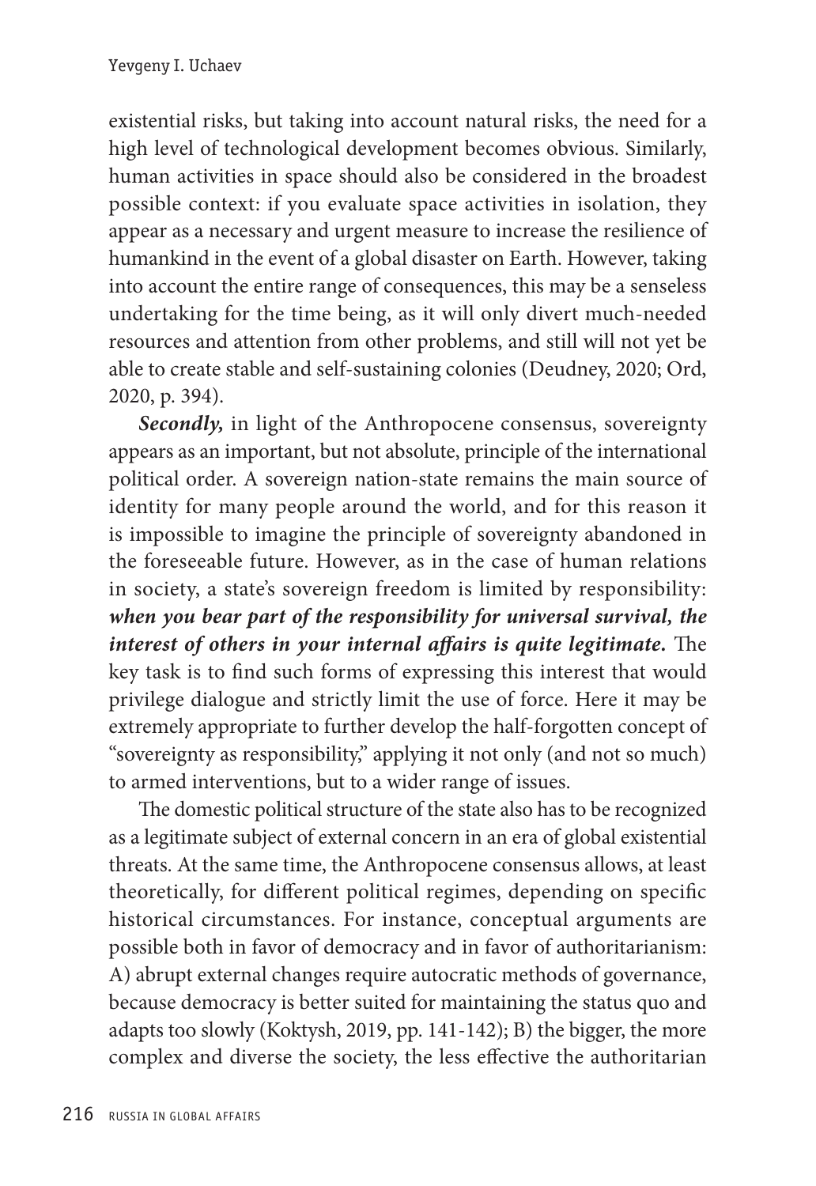existential risks, but taking into account natural risks, the need for a high level of technological development becomes obvious. Similarly, human activities in space should also be considered in the broadest possible context: if you evaluate space activities in isolation, they appear as a necessary and urgent measure to increase the resilience of humankind in the event of a global disaster on Earth. However, taking into account the entire range of consequences, this may be a senseless undertaking for the time being, as it will only divert much-needed resources and attention from other problems, and still will not yet be able to create stable and self-sustaining colonies (Deudney, 2020; Ord, 2020, p. 394).

***Secondly,*** in light of the Anthropocene consensus, sovereignty appears as an important, but not absolute, principle of the international political order. A sovereign nation-state remains the main source of identity for many people around the world, and for this reason it is impossible to imagine the principle of sovereignty abandoned in the foreseeable future. However, as in the case of human relations in society, a state's sovereign freedom is limited by responsibility: ***when you bear part of the responsibility for universal survival, the interest of others in your internal affairs is quite legitimate.*** The key task is to find such forms of expressing this interest that would privilege dialogue and strictly limit the use of force. Here it may be extremely appropriate to further develop the half-forgotten concept of "sovereignty as responsibility," applying it not only (and not so much) to armed interventions, but to a wider range of issues.

The domestic political structure of the state also has to be recognized as a legitimate subject of external concern in an era of global existential threats. At the same time, the Anthropocene consensus allows, at least theoretically, for different political regimes, depending on specific historical circumstances. For instance, conceptual arguments are possible both in favor of democracy and in favor of authoritarianism: A) abrupt external changes require autocratic methods of governance, because democracy is better suited for maintaining the status quo and adapts too slowly (Koktysh, 2019, pp. 141-142); B) the bigger, the more complex and diverse the society, the less effective the authoritarian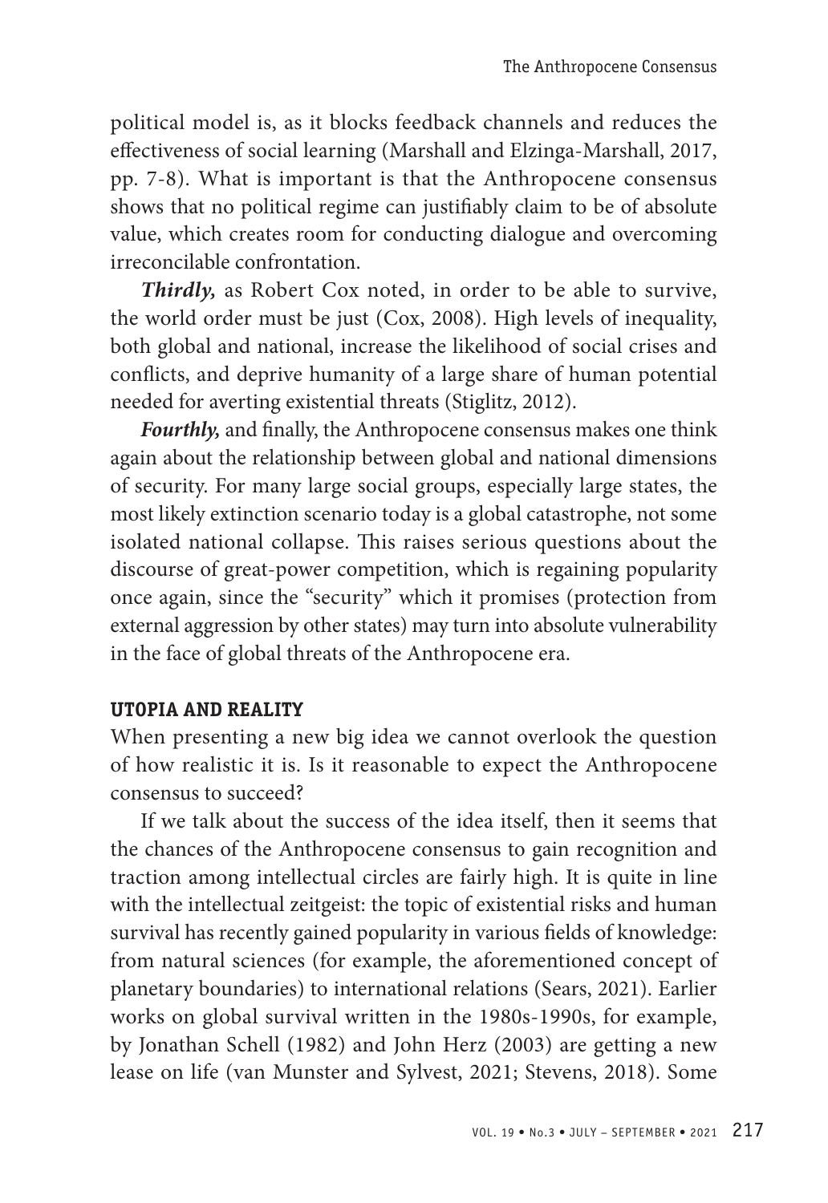political model is, as it blocks feedback channels and reduces the effectiveness of social learning (Marshall and Elzinga-Marshall, 2017, pp. 7-8). What is important is that the Anthropocene consensus shows that no political regime can justifiably claim to be of absolute value, which creates room for conducting dialogue and overcoming irreconcilable confrontation.

***Thirdly,*** as Robert Cox noted, in order to be able to survive, the world order must be just (Cox, 2008). High levels of inequality, both global and national, increase the likelihood of social crises and conflicts, and deprive humanity of a large share of human potential needed for averting existential threats (Stiglitz, 2012).

***Fourthly,*** and finally, the Anthropocene consensus makes one think again about the relationship between global and national dimensions of security. For many large social groups, especially large states, the most likely extinction scenario today is a global catastrophe, not some isolated national collapse. This raises serious questions about the discourse of great-power competition, which is regaining popularity once again, since the "security" which it promises (protection from external aggression by other states) may turn into absolute vulnerability in the face of global threats of the Anthropocene era.

## UTOPIA AND REALITY

When presenting a new big idea we cannot overlook the question of how realistic it is. Is it reasonable to expect the Anthropocene consensus to succeed?

If we talk about the success of the idea itself, then it seems that the chances of the Anthropocene consensus to gain recognition and traction among intellectual circles are fairly high. It is quite in line with the intellectual zeitgeist: the topic of existential risks and human survival has recently gained popularity in various fields of knowledge: from natural sciences (for example, the aforementioned concept of planetary boundaries) to international relations (Sears, 2021). Earlier works on global survival written in the 1980s-1990s, for example, by Jonathan Schell (1982) and John Herz (2003) are getting a new lease on life (van Munster and Sylvest, 2021; Stevens, 2018). Some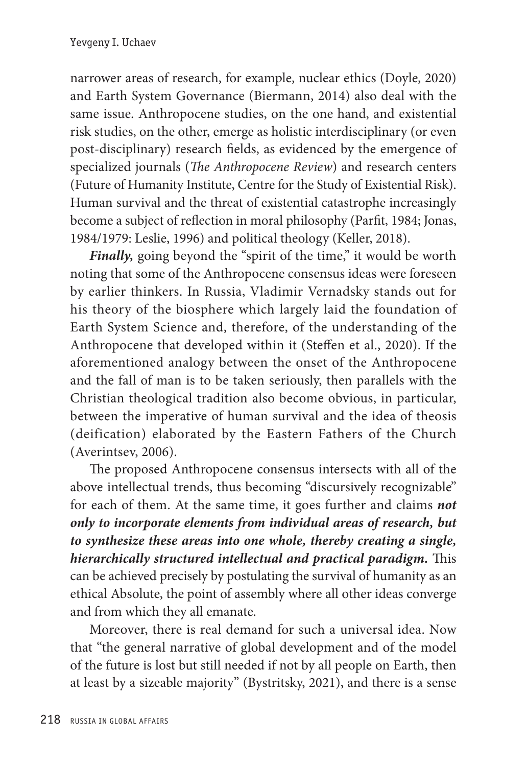narrower areas of research, for example, nuclear ethics (Doyle, 2020) and Earth System Governance (Biermann, 2014) also deal with the same issue. Anthropocene studies, on the one hand, and existential risk studies, on the other, emerge as holistic interdisciplinary (or even post-disciplinary) research fields, as evidenced by the emergence of specialized journals (*The Anthropocene Review*) and research centers (Future of Humanity Institute, Centre for the Study of Existential Risk). Human survival and the threat of existential catastrophe increasingly become a subject of reflection in moral philosophy (Parfit, 1984; Jonas, 1984/1979: Leslie, 1996) and political theology (Keller, 2018).

***Finally,*** going beyond the "spirit of the time," it would be worth noting that some of the Anthropocene consensus ideas were foreseen by earlier thinkers. In Russia, Vladimir Vernadsky stands out for his theory of the biosphere which largely laid the foundation of Earth System Science and, therefore, of the understanding of the Anthropocene that developed within it (Steffen et al., 2020). If the aforementioned analogy between the onset of the Anthropocene and the fall of man is to be taken seriously, then parallels with the Christian theological tradition also become obvious, in particular, between the imperative of human survival and the idea of theosis (deification) elaborated by the Eastern Fathers of the Church (Averintsev, 2006).

The proposed Anthropocene consensus intersects with all of the above intellectual trends, thus becoming "discursively recognizable" for each of them. At the same time, it goes further and claims ***not only to incorporate elements from individual areas of research, but to synthesize these areas into one whole, thereby creating a single, hierarchically structured intellectual and practical paradigm.*** This can be achieved precisely by postulating the survival of humanity as an ethical Absolute, the point of assembly where all other ideas converge and from which they all emanate.

Moreover, there is real demand for such a universal idea. Now that "the general narrative of global development and of the model of the future is lost but still needed if not by all people on Earth, then at least by a sizeable majority" (Bystritsky, 2021), and there is a sense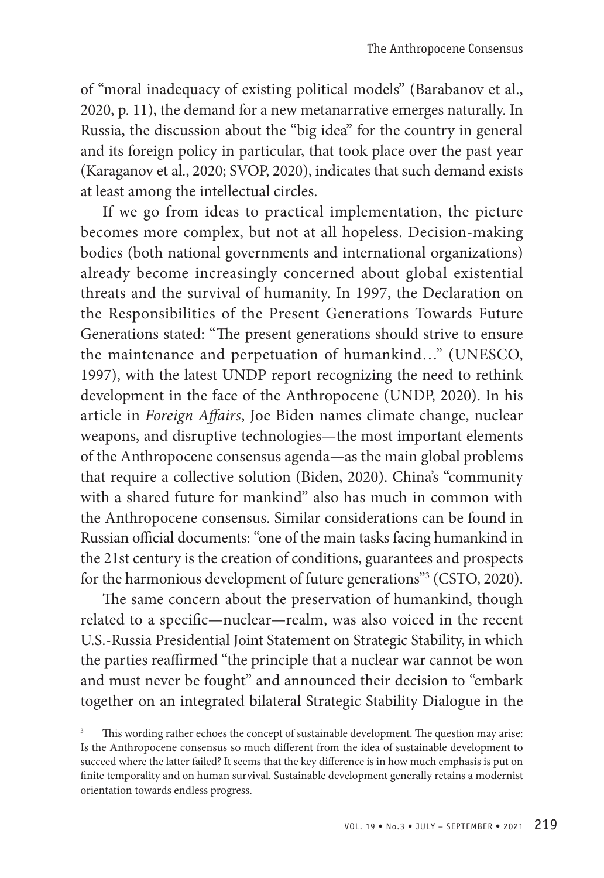of "moral inadequacy of existing political models" (Barabanov et al., 2020, p. 11), the demand for a new metanarrative emerges naturally. In Russia, the discussion about the "big idea" for the country in general and its foreign policy in particular, that took place over the past year (Karaganov et al., 2020; SVOP, 2020), indicates that such demand exists at least among the intellectual circles.

If we go from ideas to practical implementation, the picture becomes more complex, but not at all hopeless. Decision-making bodies (both national governments and international organizations) already become increasingly concerned about global existential threats and the survival of humanity. In 1997, the Declaration on the Responsibilities of the Present Generations Towards Future Generations stated: "The present generations should strive to ensure the maintenance and perpetuation of humankind…" (UNESCO, 1997), with the latest UNDP report recognizing the need to rethink development in the face of the Anthropocene (UNDP, 2020). In his article in *Foreign Affairs*, Joe Biden names climate change, nuclear weapons, and disruptive technologies—the most important elements of the Anthropocene consensus agenda—as the main global problems that require a collective solution (Biden, 2020). China's "community with a shared future for mankind" also has much in common with the Anthropocene consensus. Similar considerations can be found in Russian official documents: "one of the main tasks facing humankind in the 21st century is the creation of conditions, guarantees and prospects for the harmonious development of future generations"[3] (CSTO, 2020).

The same concern about the preservation of humankind, though related to a specific—nuclear—realm, was also voiced in the recent U.S.-Russia Presidential Joint Statement on Strategic Stability, in which the parties reaffirmed "the principle that a nuclear war cannot be won and must never be fought" and announced their decision to "embark together on an integrated bilateral Strategic Stability Dialogue in the

---

[3] This wording rather echoes the concept of sustainable development. The question may arise: Is the Anthropocene consensus so much different from the idea of sustainable development to succeed where the latter failed? It seems that the key difference is in how much emphasis is put on finite temporality and on human survival. Sustainable development generally retains a modernist orientation towards endless progress.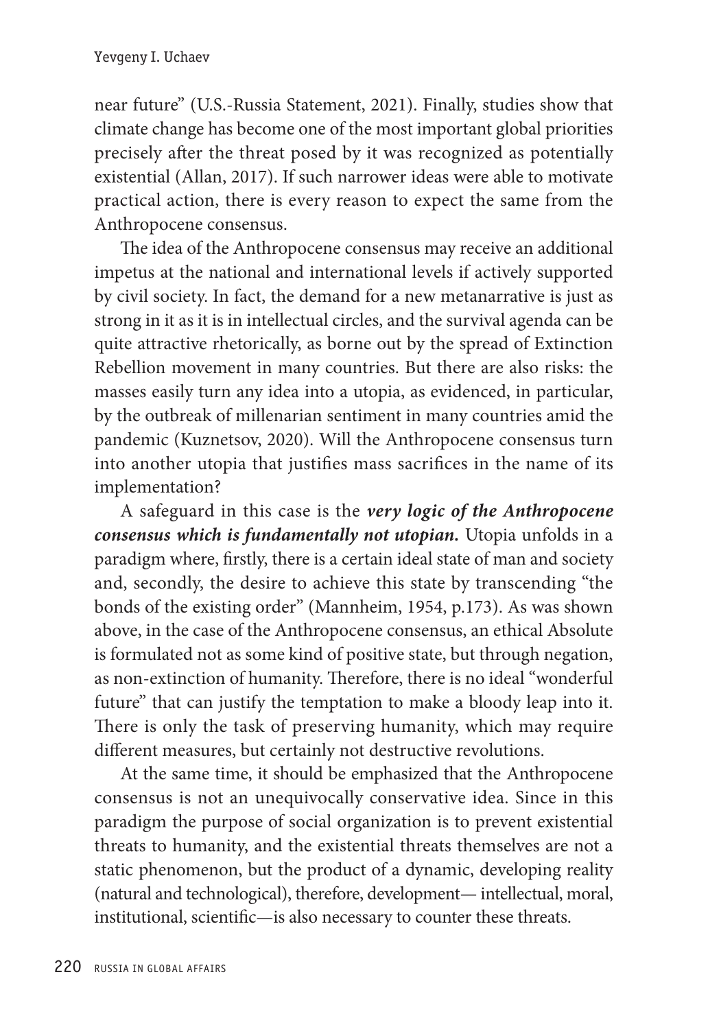near future" (U.S.-Russia Statement, 2021). Finally, studies show that climate change has become one of the most important global priorities precisely after the threat posed by it was recognized as potentially existential (Allan, 2017). If such narrower ideas were able to motivate practical action, there is every reason to expect the same from the Anthropocene consensus.

The idea of the Anthropocene consensus may receive an additional impetus at the national and international levels if actively supported by civil society. In fact, the demand for a new metanarrative is just as strong in it as it is in intellectual circles, and the survival agenda can be quite attractive rhetorically, as borne out by the spread of Extinction Rebellion movement in many countries. But there are also risks: the masses easily turn any idea into a utopia, as evidenced, in particular, by the outbreak of millenarian sentiment in many countries amid the pandemic (Kuznetsov, 2020). Will the Anthropocene consensus turn into another utopia that justifies mass sacrifices in the name of its implementation?

A safeguard in this case is the ***very logic of the Anthropocene consensus which is fundamentally not utopian.*** Utopia unfolds in a paradigm where, firstly, there is a certain ideal state of man and society and, secondly, the desire to achieve this state by transcending "the bonds of the existing order" (Mannheim, 1954, p.173). As was shown above, in the case of the Anthropocene consensus, an ethical Absolute is formulated not as some kind of positive state, but through negation, as non-extinction of humanity. Therefore, there is no ideal "wonderful future" that can justify the temptation to make a bloody leap into it. There is only the task of preserving humanity, which may require different measures, but certainly not destructive revolutions.

At the same time, it should be emphasized that the Anthropocene consensus is not an unequivocally conservative idea. Since in this paradigm the purpose of social organization is to prevent existential threats to humanity, and the existential threats themselves are not a static phenomenon, but the product of a dynamic, developing reality (natural and technological), therefore, development— intellectual, moral, institutional, scientific—is also necessary to counter these threats.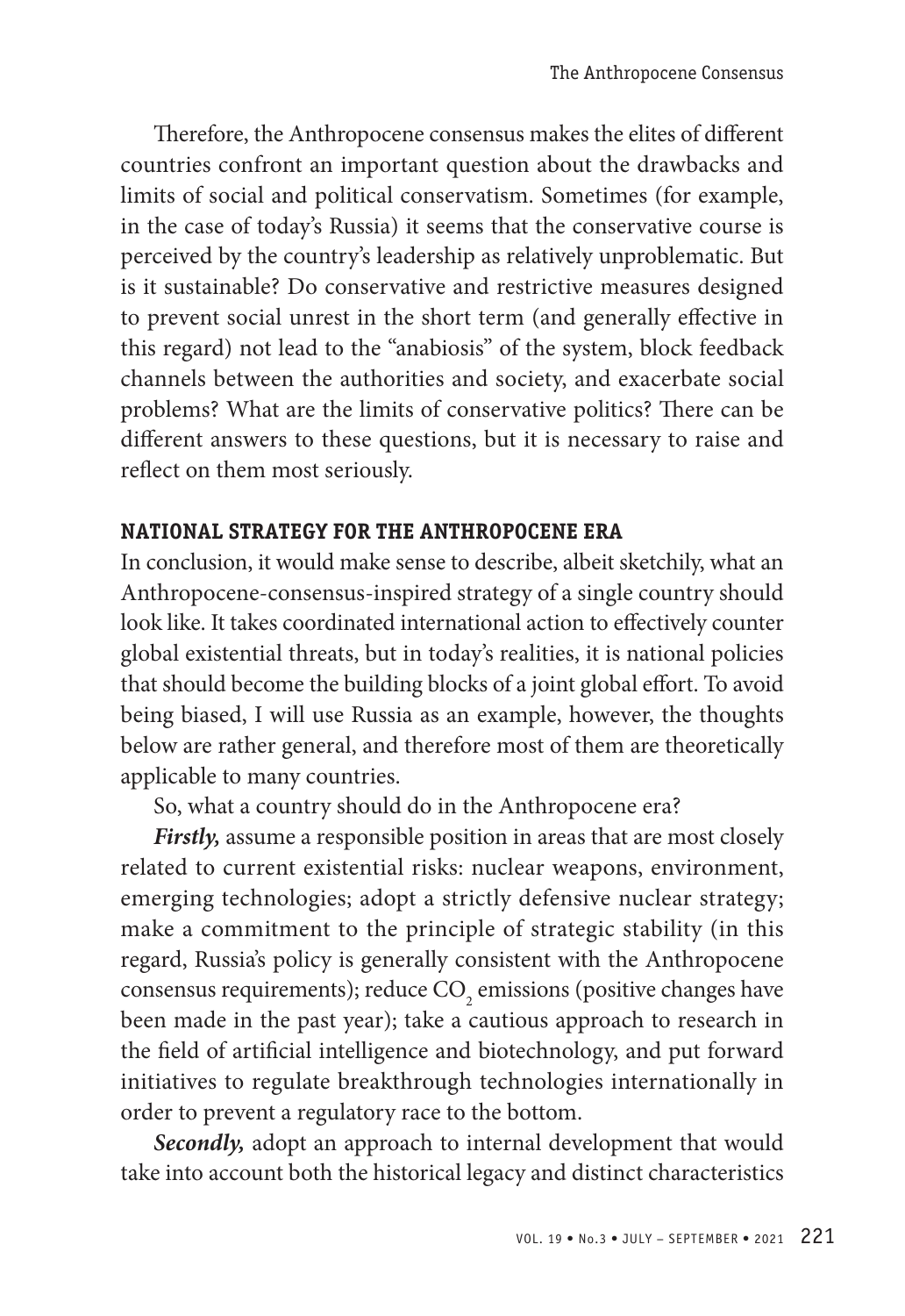Therefore, the Anthropocene consensus makes the elites of different countries confront an important question about the drawbacks and limits of social and political conservatism. Sometimes (for example, in the case of today's Russia) it seems that the conservative course is perceived by the country's leadership as relatively unproblematic. But is it sustainable? Do conservative and restrictive measures designed to prevent social unrest in the short term (and generally effective in this regard) not lead to the "anabiosis" of the system, block feedback channels between the authorities and society, and exacerbate social problems? What are the limits of conservative politics? There can be different answers to these questions, but it is necessary to raise and reflect on them most seriously.

## NATIONAL STRATEGY FOR THE ANTHROPOCENE ERA

In conclusion, it would make sense to describe, albeit sketchily, what an Anthropocene-consensus-inspired strategy of a single country should look like. It takes coordinated international action to effectively counter global existential threats, but in today's realities, it is national policies that should become the building blocks of a joint global effort. To avoid being biased, I will use Russia as an example, however, the thoughts below are rather general, and therefore most of them are theoretically applicable to many countries.

So, what a country should do in the Anthropocene era?

***Firstly,*** assume a responsible position in areas that are most closely related to current existential risks: nuclear weapons, environment, emerging technologies; adopt a strictly defensive nuclear strategy; make a commitment to the principle of strategic stability (in this regard, Russia's policy is generally consistent with the Anthropocene consensus requirements); reduce $CO_2$ emissions (positive changes have been made in the past year); take a cautious approach to research in the field of artificial intelligence and biotechnology, and put forward initiatives to regulate breakthrough technologies internationally in order to prevent a regulatory race to the bottom.

***Secondly,*** adopt an approach to internal development that would take into account both the historical legacy and distinct characteristics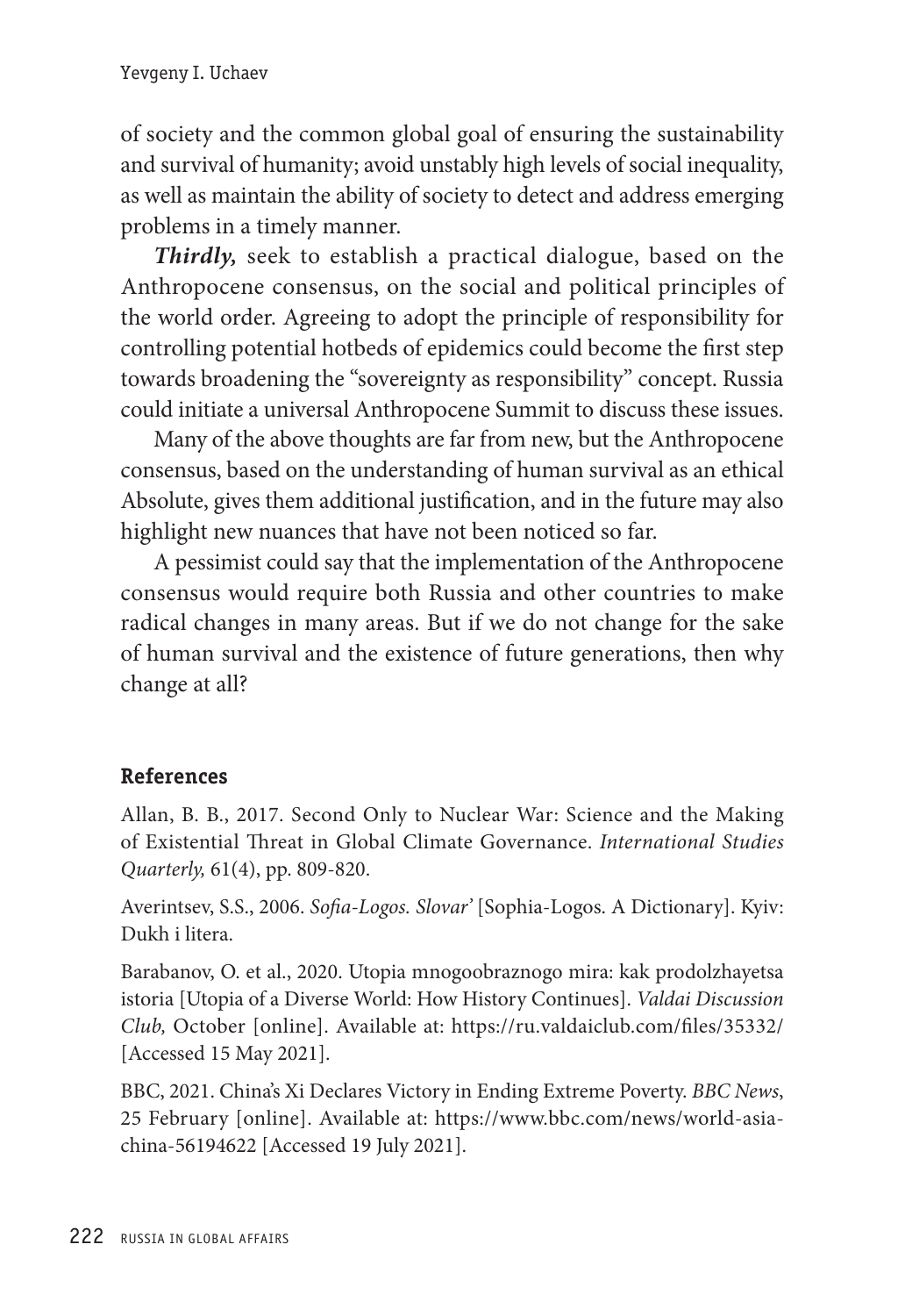of society and the common global goal of ensuring the sustainability and survival of humanity; avoid unstably high levels of social inequality, as well as maintain the ability of society to detect and address emerging problems in a timely manner.

***Thirdly,*** seek to establish a practical dialogue, based on the Anthropocene consensus, on the social and political principles of the world order. Agreeing to adopt the principle of responsibility for controlling potential hotbeds of epidemics could become the first step towards broadening the "sovereignty as responsibility" concept. Russia could initiate a universal Anthropocene Summit to discuss these issues.

Many of the above thoughts are far from new, but the Anthropocene consensus, based on the understanding of human survival as an ethical Absolute, gives them additional justification, and in the future may also highlight new nuances that have not been noticed so far.

A pessimist could say that the implementation of the Anthropocene consensus would require both Russia and other countries to make radical changes in many areas. But if we do not change for the sake of human survival and the existence of future generations, then why change at all?

## References

Allan, B. B., 2017. Second Only to Nuclear War: Science and the Making of Existential Threat in Global Climate Governance. *International Studies Quarterly,* 61(4), pp. 809-820.

Averintsev, S.S., 2006. *Sofia-Logos. Slovar'* [Sophia-Logos. A Dictionary]. Kyiv: Dukh i litera.

Barabanov, O. et al., 2020. Utopia mnogoobraznogo mira: kak prodolzhayetsa istoria [Utopia of a Diverse World: How History Continues]. *Valdai Discussion Club,* October [online]. Available at: https://ru.valdaiclub.com/files/35332/ [Accessed 15 May 2021].

BBC, 2021. China's Xi Declares Victory in Ending Extreme Poverty. *BBC News*, 25 February [online]. Available at: https://www.bbc.com/news/world-asia-china-56194622 [Accessed 19 July 2021].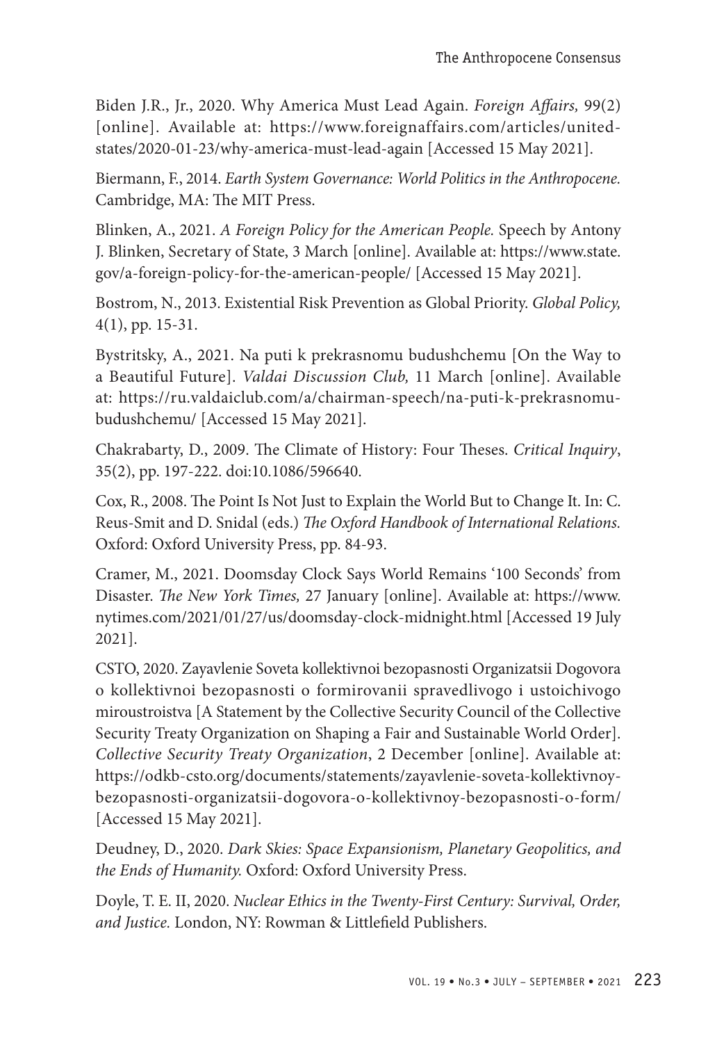Biden J.R., Jr., 2020. Why America Must Lead Again. *Foreign Affairs,* 99(2) [online]. Available at: https://www.foreignaffairs.com/articles/united-states/2020-01-23/why-america-must-lead-again [Accessed 15 May 2021].

Biermann, F., 2014. *Earth System Governance: World Politics in the Anthropocene.* Cambridge, MA: The MIT Press.

Blinken, A., 2021. *A Foreign Policy for the American People.* Speech by Antony J. Blinken, Secretary of State, 3 March [online]. Available at: https://www.state.gov/a-foreign-policy-for-the-american-people/ [Accessed 15 May 2021].

Bostrom, N., 2013. Existential Risk Prevention as Global Priority. *Global Policy,* 4(1), pp. 15-31.

Bystritsky, A., 2021. Na puti k prekrasnomu budushchemu [On the Way to a Beautiful Future]. *Valdai Discussion Club,* 11 March [online]. Available at: https://ru.valdaiclub.com/a/chairman-speech/na-puti-k-prekrasnomu-budushchemu/ [Accessed 15 May 2021].

Chakrabarty, D., 2009. The Climate of History: Four Theses. *Critical Inquiry*, 35(2), pp. 197-222. doi:10.1086/596640.

Cox, R., 2008. The Point Is Not Just to Explain the World But to Change It. In: C. Reus-Smit and D. Snidal (eds.) *The Oxford Handbook of International Relations.* Oxford: Oxford University Press, pp. 84-93.

Cramer, M., 2021. Doomsday Clock Says World Remains '100 Seconds' from Disaster. *The New York Times,* 27 January [online]. Available at: https://www.nytimes.com/2021/01/27/us/doomsday-clock-midnight.html [Accessed 19 July 2021].

CSTO, 2020. Zayavlenie Soveta kollektivnoi bezopasnosti Organizatsii Dogovora o kollektivnoi bezopasnosti o formirovanii spravedlivogo i ustoichivogo miroustroistva [A Statement by the Collective Security Council of the Collective Security Treaty Organization on Shaping a Fair and Sustainable World Order]. *Collective Security Treaty Organization*, 2 December [online]. Available at: https://odkb-csto.org/documents/statements/zayavlenie-soveta-kollektivnoy-bezopasnosti-organizatsii-dogovora-o-kollektivnoy-bezopasnosti-o-form/ [Accessed 15 May 2021].

Deudney, D., 2020. *Dark Skies: Space Expansionism, Planetary Geopolitics, and the Ends of Humanity.* Oxford: Oxford University Press.

Doyle, T. E. II, 2020. *Nuclear Ethics in the Twenty-First Century: Survival, Order, and Justice.* London, NY: Rowman & Littlefield Publishers.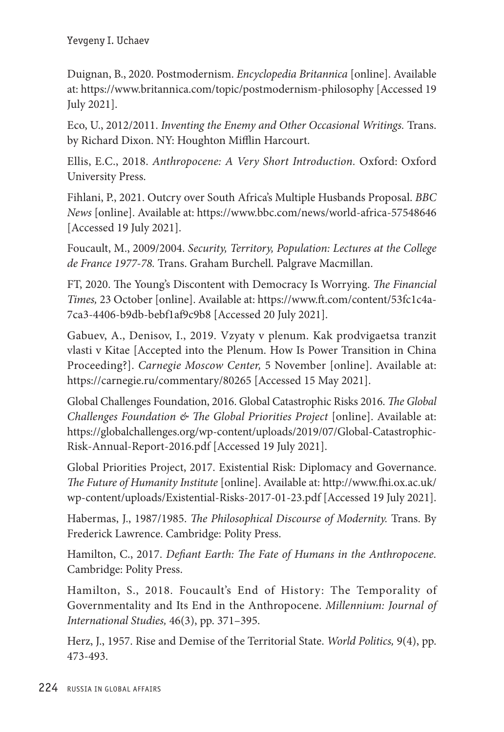Duignan, B., 2020. Postmodernism. *Encyclopedia Britannica* [online]. Available at: https://www.britannica.com/topic/postmodernism-philosophy [Accessed 19 July 2021].

Eco, U., 2012/2011. *Inventing the Enemy and Other Occasional Writings.* Trans. by Richard Dixon. NY: Houghton Mifflin Harcourt.

Ellis, E.C., 2018. *Anthropocene: A Very Short Introduction.* Oxford: Oxford University Press.

Fihlani, P., 2021. Outcry over South Africa's Multiple Husbands Proposal. *BBC News* [online]. Available at: https://www.bbc.com/news/world-africa-57548646 [Accessed 19 July 2021].

Foucault, M., 2009/2004. *Security, Territory, Population: Lectures at the College de France 1977-78.* Trans. Graham Burchell. Palgrave Macmillan.

FT, 2020. The Young's Discontent with Democracy Is Worrying. *The Financial Times,* 23 October [online]. Available at: https://www.ft.com/content/53fc1c4a-7ca3-4406-b9db-bebf1af9c9b8 [Accessed 20 July 2021].

Gabuev, A., Denisov, I., 2019. Vzyaty v plenum. Kak prodvigaetsa tranzit vlasti v Kitae [Accepted into the Plenum. How Is Power Transition in China Proceeding?]. *Carnegie Moscow Center,* 5 November [online]. Available at: https://carnegie.ru/commentary/80265 [Accessed 15 May 2021].

Global Challenges Foundation, 2016. Global Catastrophic Risks 2016. *The Global Challenges Foundation & The Global Priorities Project* [online]. Available at: https://globalchallenges.org/wp-content/uploads/2019/07/Global-Catastrophic-Risk-Annual-Report-2016.pdf [Accessed 19 July 2021].

Global Priorities Project, 2017. Existential Risk: Diplomacy and Governance. *The Future of Humanity Institute* [online]. Available at: http://www.fhi.ox.ac.uk/wp-content/uploads/Existential-Risks-2017-01-23.pdf [Accessed 19 July 2021].

Habermas, J., 1987/1985. *The Philosophical Discourse of Modernity.* Trans. By Frederick Lawrence. Cambridge: Polity Press.

Hamilton, C., 2017. *Defiant Earth: The Fate of Humans in the Anthropocene.* Cambridge: Polity Press.

Hamilton, S., 2018. Foucault's End of History: The Temporality of Governmentality and Its End in the Anthropocene. *Millennium: Journal of International Studies,* 46(3), pp. 371–395.

Herz, J., 1957. Rise and Demise of the Territorial State. *World Politics,* 9(4), pp. 473-493.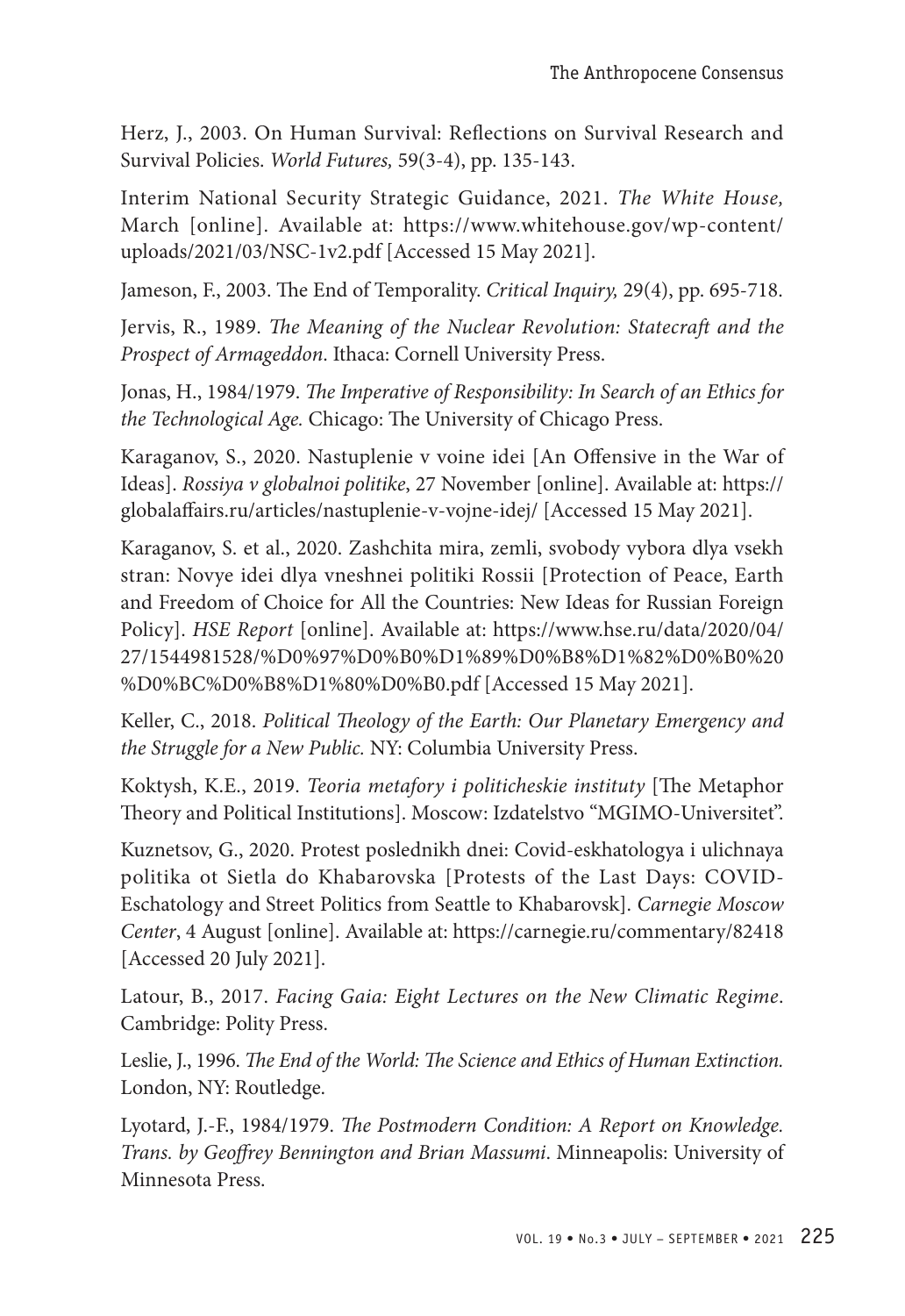Herz, J., 2003. On Human Survival: Reflections on Survival Research and Survival Policies. *World Futures,* 59(3-4), pp. 135-143.

Interim National Security Strategic Guidance, 2021. *The White House,* March [online]. Available at: https://www.whitehouse.gov/wp-content/uploads/2021/03/NSC-1v2.pdf [Accessed 15 May 2021].

Jameson, F., 2003. The End of Temporality. *Critical Inquiry,* 29(4), pp. 695-718.

Jervis, R., 1989. *The Meaning of the Nuclear Revolution: Statecraft and the Prospect of Armageddon*. Ithaca: Cornell University Press.

Jonas, H., 1984/1979. *The Imperative of Responsibility: In Search of an Ethics for the Technological Age.* Chicago: The University of Chicago Press.

Karaganov, S., 2020. Nastuplenie v voine idei [An Offensive in the War of Ideas]. *Rossiya v globalnoi politike*, 27 November [online]. Available at: https://globalaffairs.ru/articles/nastuplenie-v-vojne-idej/ [Accessed 15 May 2021].

Karaganov, S. et al., 2020. Zashchita mira, zemli, svobody vybora dlya vsekh stran: Novye idei dlya vneshnei politiki Rossii [Protection of Peace, Earth and Freedom of Choice for All the Countries: New Ideas for Russian Foreign Policy]. *HSE Report* [online]. Available at: https://www.hse.ru/data/2020/04/27/1544981528/%D0%97%D0%B0%D1%89%D0%B8%D1%82%D0%B0%20%D0%BC%D0%B8%D1%80%D0%B0.pdf [Accessed 15 May 2021].

Keller, C., 2018. *Political Theology of the Earth: Our Planetary Emergency and the Struggle for a New Public.* NY: Columbia University Press.

Koktysh, K.E., 2019. *Teoria metafory i politicheskie instituty* [The Metaphor Theory and Political Institutions]. Moscow: Izdatelstvo "MGIMO-Universitet".

Kuznetsov, G., 2020. Protest poslednikh dnei: Covid-eskhatologya i ulichnaya politika ot Sietla do Khabarovska [Protests of the Last Days: COVID-Eschatology and Street Politics from Seattle to Khabarovsk]. *Carnegie Moscow Center*, 4 August [online]. Available at: https://carnegie.ru/commentary/82418 [Accessed 20 July 2021].

Latour, B., 2017. *Facing Gaia: Eight Lectures on the New Climatic Regime*. Cambridge: Polity Press.

Leslie, J., 1996. *The End of the World: The Science and Ethics of Human Extinction.* London, NY: Routledge.

Lyotard, J.-F., 1984/1979. *The Postmodern Condition: A Report on Knowledge. Trans. by Geoffrey Bennington and Brian Massumi*. Minneapolis: University of Minnesota Press.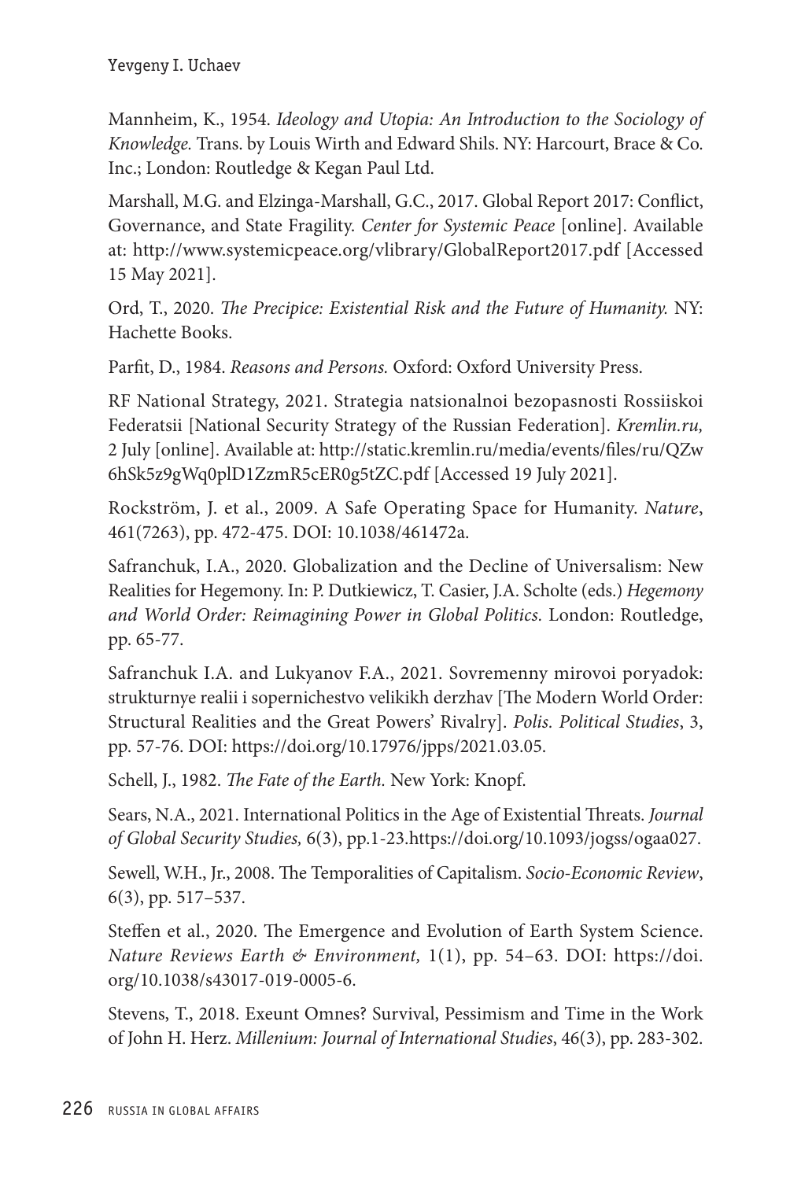Mannheim, K., 1954. *Ideology and Utopia: An Introduction to the Sociology of Knowledge.* Trans. by Louis Wirth and Edward Shils. NY: Harcourt, Brace & Co. Inc.; London: Routledge & Kegan Paul Ltd.

Marshall, M.G. and Elzinga-Marshall, G.C., 2017. Global Report 2017: Conflict, Governance, and State Fragility. *Center for Systemic Peace* [online]. Available at: http://www.systemicpeace.org/vlibrary/GlobalReport2017.pdf [Accessed 15 May 2021].

Ord, T., 2020. *The Precipice: Existential Risk and the Future of Humanity.* NY: Hachette Books.

Parfit, D., 1984. *Reasons and Persons.* Oxford: Oxford University Press.

RF National Strategy, 2021. Strategia natsionalnoi bezopasnosti Rossiiskoi Federatsii [National Security Strategy of the Russian Federation]. *Kremlin.ru,* 2 July [online]. Available at: http://static.kremlin.ru/media/events/files/ru/QZw6hSk5z9gWq0plD1ZzmR5cER0g5tZC.pdf [Accessed 19 July 2021].

Rockström, J. et al., 2009. A Safe Operating Space for Humanity. *Nature*, 461(7263), pp. 472-475. DOI: 10.1038/461472a.

Safranchuk, I.A., 2020. Globalization and the Decline of Universalism: New Realities for Hegemony. In: P. Dutkiewicz, T. Casier, J.A. Scholte (eds.) *Hegemony and World Order: Reimagining Power in Global Politics.* London: Routledge, pp. 65-77.

Safranchuk I.A. and Lukyanov F.A., 2021. Sovremenny mirovoi poryadok: strukturnye realii i sopernichestvo velikikh derzhav [The Modern World Order: Structural Realities and the Great Powers' Rivalry]. *Polis. Political Studies*, 3, pp. 57-76. DOI: https://doi.org/10.17976/jpps/2021.03.05.

Schell, J., 1982. *The Fate of the Earth.* New York: Knopf.

Sears, N.A., 2021. International Politics in the Age of Existential Threats. *Journal of Global Security Studies,* 6(3), pp.1-23.https://doi.org/10.1093/jogss/ogaa027.

Sewell, W.H., Jr., 2008. The Temporalities of Capitalism. *Socio-Economic Review*, 6(3), pp. 517–537.

Steffen et al., 2020. The Emergence and Evolution of Earth System Science. *Nature Reviews Earth & Environment,* 1(1), pp. 54–63. DOI: https://doi.org/10.1038/s43017-019-0005-6.

Stevens, T., 2018. Exeunt Omnes? Survival, Pessimism and Time in the Work of John H. Herz. *Millenium: Journal of International Studies*, 46(3), pp. 283-302.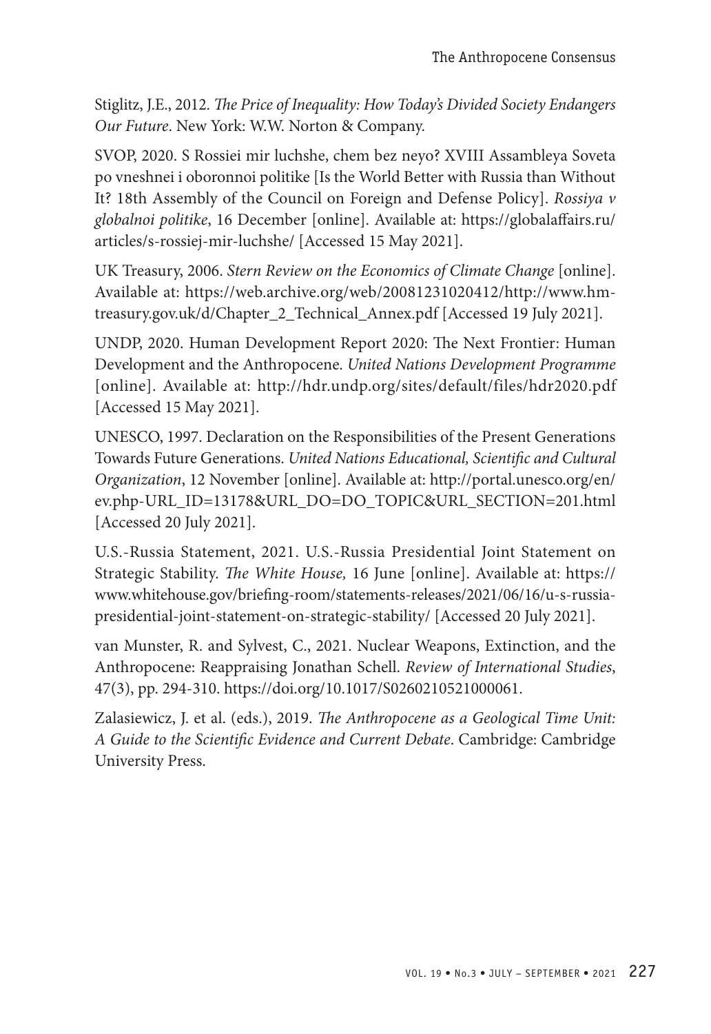Stiglitz, J.E., 2012. *The Price of Inequality: How Today's Divided Society Endangers Our Future*. New York: W.W. Norton & Company.

SVOP, 2020. S Rossiei mir luchshe, chem bez neyo? XVIII Assambleya Soveta po vneshnei i oboronnoi politike [Is the World Better with Russia than Without It? 18th Assembly of the Council on Foreign and Defense Policy]. *Rossiya v globalnoi politike*, 16 December [online]. Available at: https://globalaffairs.ru/articles/s-rossiej-mir-luchshe/ [Accessed 15 May 2021].

UK Treasury, 2006. *Stern Review on the Economics of Climate Change* [online]. Available at: https://web.archive.org/web/20081231020412/http://www.hm-treasury.gov.uk/d/Chapter_2_Technical_Annex.pdf [Accessed 19 July 2021].

UNDP, 2020. Human Development Report 2020: The Next Frontier: Human Development and the Anthropocene. *United Nations Development Programme* [online]. Available at: http://hdr.undp.org/sites/default/files/hdr2020.pdf [Accessed 15 May 2021].

UNESCO, 1997. Declaration on the Responsibilities of the Present Generations Towards Future Generations. *United Nations Educational, Scientific and Cultural Organization*, 12 November [online]. Available at: http://portal.unesco.org/en/ev.php-URL_ID=13178&URL_DO=DO_TOPIC&URL_SECTION=201.html [Accessed 20 July 2021].

U.S.-Russia Statement, 2021. U.S.-Russia Presidential Joint Statement on Strategic Stability. *The White House,* 16 June [online]. Available at: https://www.whitehouse.gov/briefing-room/statements-releases/2021/06/16/u-s-russia-presidential-joint-statement-on-strategic-stability/ [Accessed 20 July 2021].

van Munster, R. and Sylvest, C., 2021. Nuclear Weapons, Extinction, and the Anthropocene: Reappraising Jonathan Schell. *Review of International Studies*, 47(3), pp. 294-310. https://doi.org/10.1017/S0260210521000061.

Zalasiewicz, J. et al. (eds.), 2019. *The Anthropocene as a Geological Time Unit: A Guide to the Scientific Evidence and Current Debate*. Cambridge: Cambridge University Press.